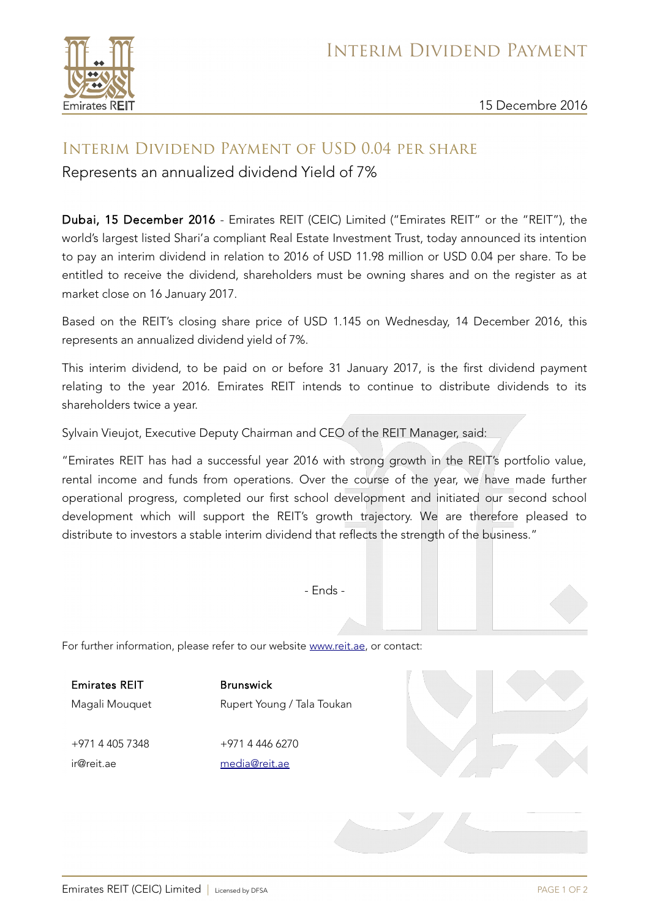# Interim Dividend Payment

15 Decembre 2016

## Interim Dividend Payment of USD 0.04 per share

Represents an annualized dividend Yield of 7%

**Dubai, 15 December 2016** - Emirates REIT (CEIC) Limited ("Emirates REIT" or the "REIT"), the world's largest listed Shari'a compliant Real Estate Investment Trust, today announced its intention to pay an interim dividend in relation to 2016 of USD 11.98 million or USD 0.04 per share. To be entitled to receive the dividend, shareholders must be owning shares and on the register as at market close on 16 January 2017.

Based on the REIT's closing share price of USD 1.145 on Wednesday, 14 December 2016, this represents an annualized dividend yield of 7%.

This interim dividend, to be paid on or before 31 January 2017, is the first dividend payment relating to the year 2016. Emirates REIT intends to continue to distribute dividends to its shareholders twice a year.

Sylvain Vieujot, Executive Deputy Chairman and CEO of the REIT Manager, said:

"Emirates REIT has had a successful year 2016 with strong growth in the REIT's portfolio value, rental income and funds from operations. Over the course of the year, we have made further operational progress, completed our first school development and initiated our second school development which will support the REIT's growth trajectory. We are therefore pleased to distribute to investors a stable interim dividend that reflects the strength of the business."

\- Ends -

For further information, please refer to our website www.reit.ae, or contact:

| **Emirates REIT** | **Brunswick** |
|---|---|
| Magali Mouquet | Rupert Young / Tala Toukan |
| +971 4 405 7348 | +971 4 446 6270 |
| ir@reit.ae | media@reit.ae |

Emirates REIT (CEIC) Limited | Licensed by DFSA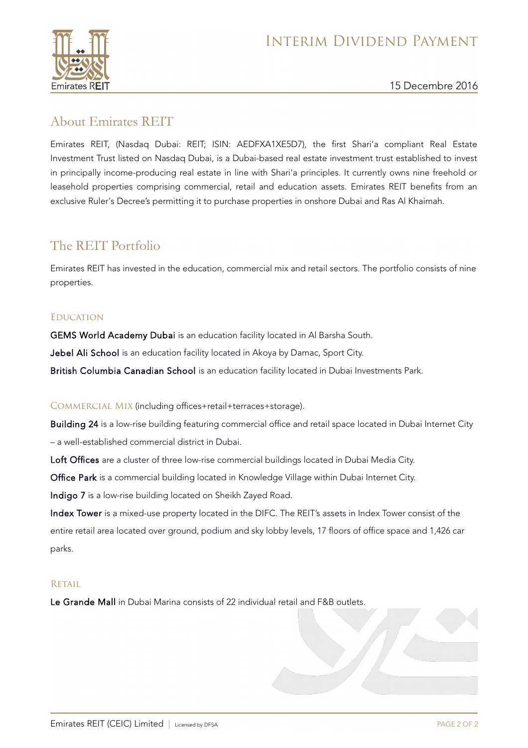# Interim Dividend Payment

15 Decembre 2016

## About Emirates REIT

Emirates REIT, (Nasdaq Dubai: REIT; ISIN: AEDFXA1XE5D7), the first Shari'a compliant Real Estate Investment Trust listed on Nasdaq Dubai, is a Dubai-based real estate investment trust established to invest in principally income-producing real estate in line with Shari'a principles. It currently owns nine freehold or leasehold properties comprising commercial, retail and education assets. Emirates REIT benefits from an exclusive Ruler's Decree's permitting it to purchase properties in onshore Dubai and Ras Al Khaimah.

## The REIT Portfolio

Emirates REIT has invested in the education, commercial mix and retail sectors. The portfolio consists of nine properties.

### Education

**GEMS World Academy Dubai** is an education facility located in Al Barsha South.

**Jebel Ali School** is an education facility located in Akoya by Damac, Sport City.

**British Columbia Canadian School** is an education facility located in Dubai Investments Park.

### Commercial Mix (including offices+retail+terraces+storage).

**Building 24** is a low-rise building featuring commercial office and retail space located in Dubai Internet City – a well-established commercial district in Dubai.

**Loft Offices** are a cluster of three low-rise commercial buildings located in Dubai Media City.

**Office Park** is a commercial building located in Knowledge Village within Dubai Internet City.

**Indigo 7** is a low-rise building located on Sheikh Zayed Road.

**Index Tower** is a mixed-use property located in the DIFC. The REIT's assets in Index Tower consist of the entire retail area located over ground, podium and sky lobby levels, 17 floors of office space and 1,426 car parks.

### Retail

**Le Grande Mall** in Dubai Marina consists of 22 individual retail and F&B outlets.

Emirates REIT (CEIC) Limited | Licensed by DFSA